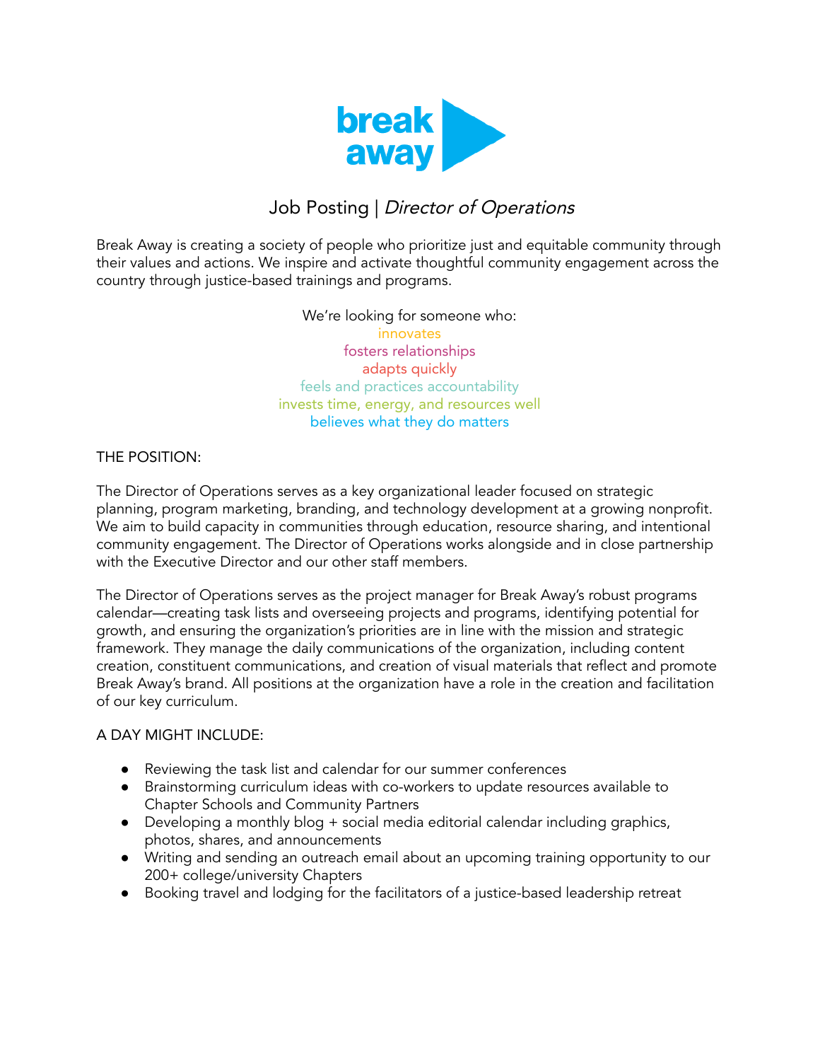# Job Posting | *Director of Operations*

Break Away is creating a society of people who prioritize just and equitable community through their values and actions. We inspire and activate thoughtful community engagement across the country through justice-based trainings and programs.

We're looking for someone who:
innovates
fosters relationships
adapts quickly
feels and practices accountability
invests time, energy, and resources well
believes what they do matters

THE POSITION:

The Director of Operations serves as a key organizational leader focused on strategic planning, program marketing, branding, and technology development at a growing nonprofit. We aim to build capacity in communities through education, resource sharing, and intentional community engagement. The Director of Operations works alongside and in close partnership with the Executive Director and our other staff members.

The Director of Operations serves as the project manager for Break Away's robust programs calendar—creating task lists and overseeing projects and programs, identifying potential for growth, and ensuring the organization's priorities are in line with the mission and strategic framework. They manage the daily communications of the organization, including content creation, constituent communications, and creation of visual materials that reflect and promote Break Away's brand. All positions at the organization have a role in the creation and facilitation of our key curriculum.

A DAY MIGHT INCLUDE:

- Reviewing the task list and calendar for our summer conferences
- Brainstorming curriculum ideas with co-workers to update resources available to Chapter Schools and Community Partners
- Developing a monthly blog + social media editorial calendar including graphics, photos, shares, and announcements
- Writing and sending an outreach email about an upcoming training opportunity to our 200+ college/university Chapters
- Booking travel and lodging for the facilitators of a justice-based leadership retreat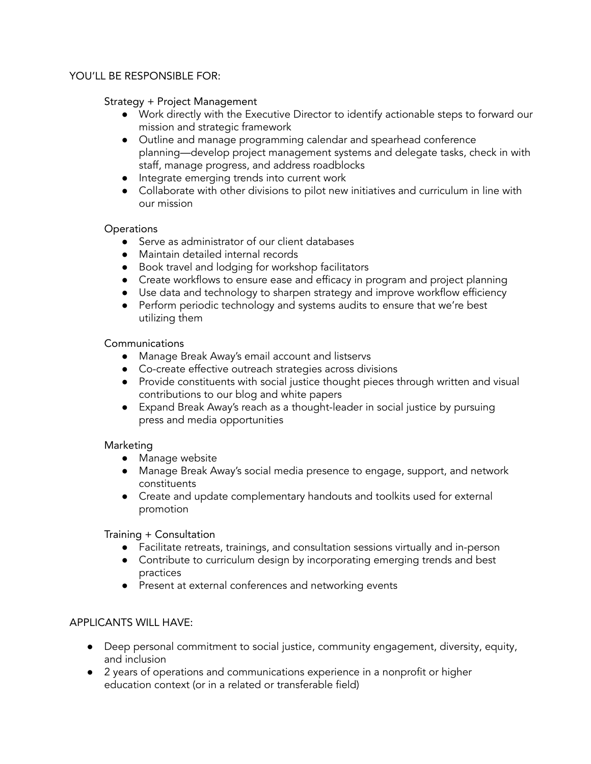## YOU'LL BE RESPONSIBLE FOR:

### Strategy + Project Management

- Work directly with the Executive Director to identify actionable steps to forward our mission and strategic framework
- Outline and manage programming calendar and spearhead conference planning—develop project management systems and delegate tasks, check in with staff, manage progress, and address roadblocks
- Integrate emerging trends into current work
- Collaborate with other divisions to pilot new initiatives and curriculum in line with our mission

### Operations

- Serve as administrator of our client databases
- Maintain detailed internal records
- Book travel and lodging for workshop facilitators
- Create workflows to ensure ease and efficacy in program and project planning
- Use data and technology to sharpen strategy and improve workflow efficiency
- Perform periodic technology and systems audits to ensure that we're best utilizing them

### Communications

- Manage Break Away's email account and listservs
- Co-create effective outreach strategies across divisions
- Provide constituents with social justice thought pieces through written and visual contributions to our blog and white papers
- Expand Break Away's reach as a thought-leader in social justice by pursuing press and media opportunities

### Marketing

- Manage website
- Manage Break Away's social media presence to engage, support, and network constituents
- Create and update complementary handouts and toolkits used for external promotion

### Training + Consultation

- Facilitate retreats, trainings, and consultation sessions virtually and in-person
- Contribute to curriculum design by incorporating emerging trends and best practices
- Present at external conferences and networking events

## APPLICANTS WILL HAVE:

- Deep personal commitment to social justice, community engagement, diversity, equity, and inclusion
- 2 years of operations and communications experience in a nonprofit or higher education context (or in a related or transferable field)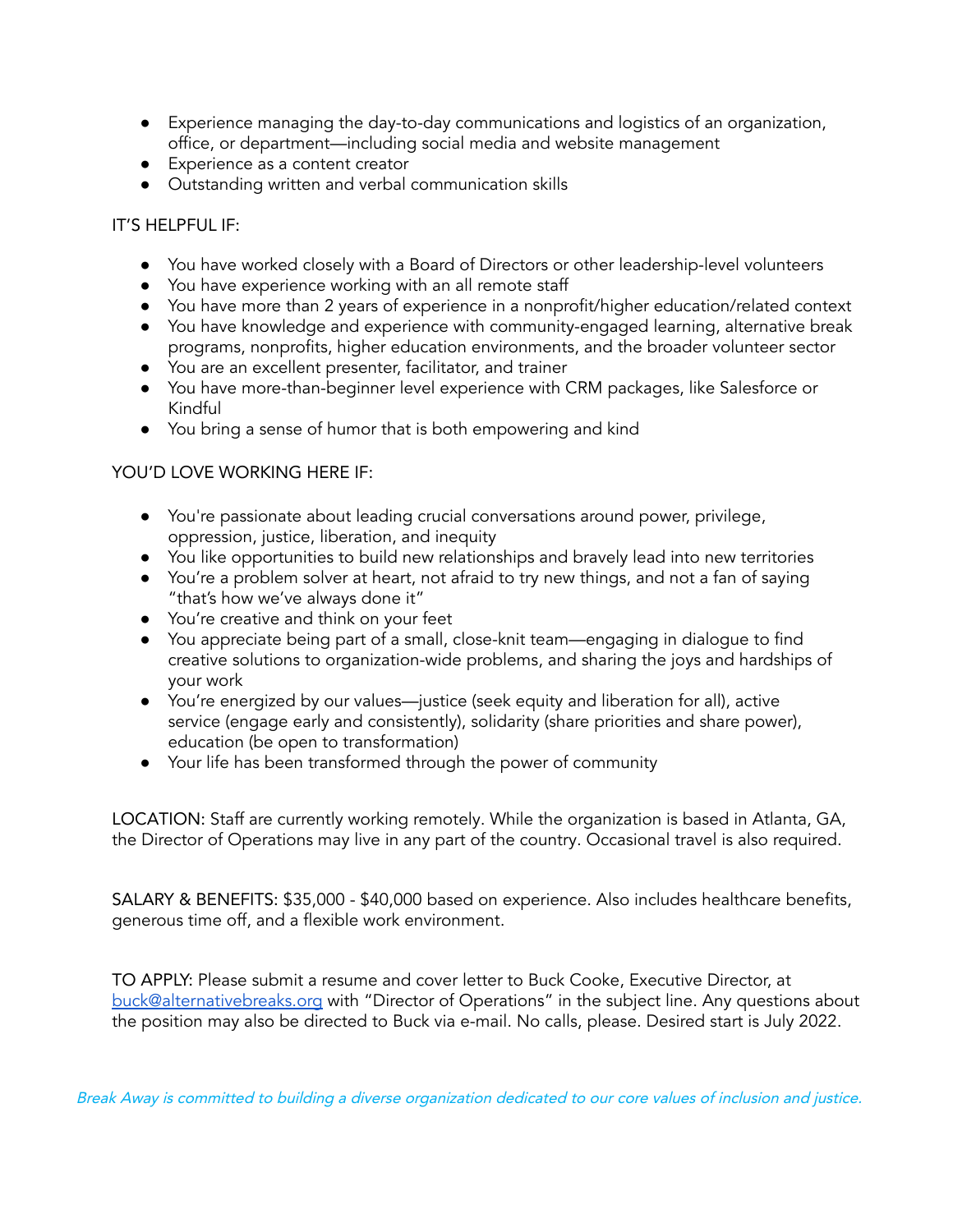- Experience managing the day-to-day communications and logistics of an organization, office, or department—including social media and website management
- Experience as a content creator
- Outstanding written and verbal communication skills

IT'S HELPFUL IF:

- You have worked closely with a Board of Directors or other leadership-level volunteers
- You have experience working with an all remote staff
- You have more than 2 years of experience in a nonprofit/higher education/related context
- You have knowledge and experience with community-engaged learning, alternative break programs, nonprofits, higher education environments, and the broader volunteer sector
- You are an excellent presenter, facilitator, and trainer
- You have more-than-beginner level experience with CRM packages, like Salesforce or Kindful
- You bring a sense of humor that is both empowering and kind

YOU'D LOVE WORKING HERE IF:

- You're passionate about leading crucial conversations around power, privilege, oppression, justice, liberation, and inequity
- You like opportunities to build new relationships and bravely lead into new territories
- You're a problem solver at heart, not afraid to try new things, and not a fan of saying "that's how we've always done it"
- You're creative and think on your feet
- You appreciate being part of a small, close-knit team—engaging in dialogue to find creative solutions to organization-wide problems, and sharing the joys and hardships of your work
- You're energized by our values—justice (seek equity and liberation for all), active service (engage early and consistently), solidarity (share priorities and share power), education (be open to transformation)
- Your life has been transformed through the power of community

LOCATION: Staff are currently working remotely. While the organization is based in Atlanta, GA, the Director of Operations may live in any part of the country. Occasional travel is also required.

SALARY & BENEFITS: $35,000 - $40,000 based on experience. Also includes healthcare benefits, generous time off, and a flexible work environment.

TO APPLY: Please submit a resume and cover letter to Buck Cooke, Executive Director, at buck@alternativebreaks.org with "Director of Operations" in the subject line. Any questions about the position may also be directed to Buck via e-mail. No calls, please. Desired start is July 2022.

*Break Away is committed to building a diverse organization dedicated to our core values of inclusion and justice.*